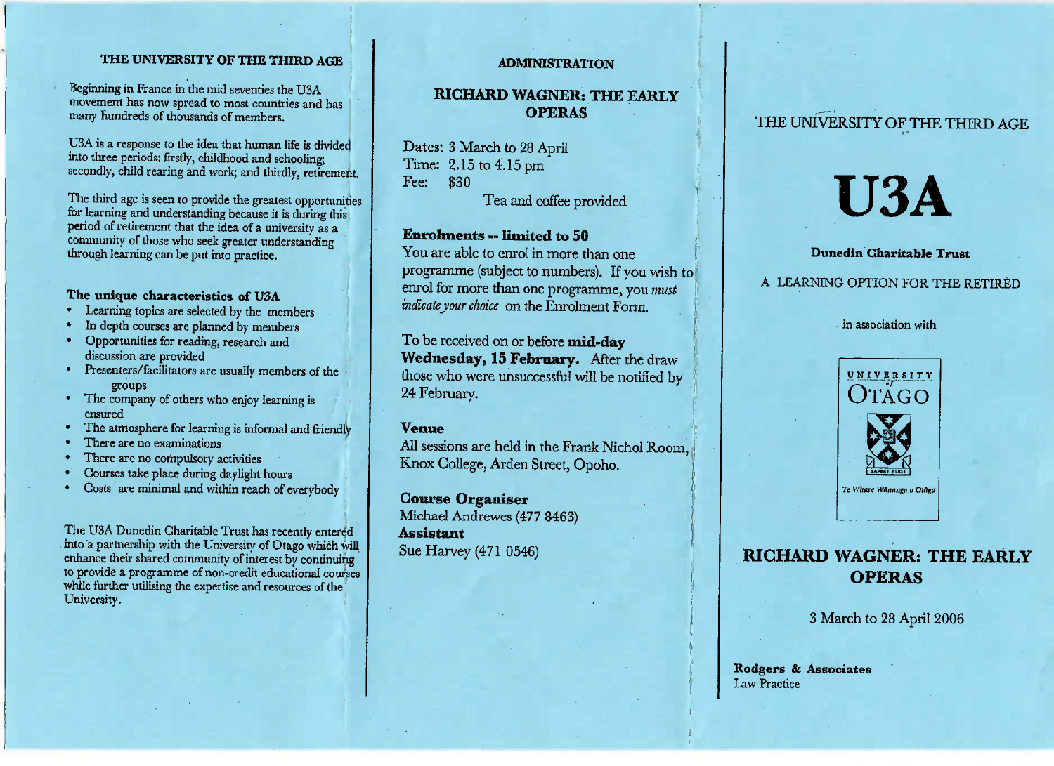## THE UNIVERSITY OF THE THIRD AGE

Beginning in France in the mid seventies the U3A movement has now spread to most countries and has many hundreds of thousands of members.

U3A is a response to the idea that human life is divided into three periods: firstly, childhood and schooling; secondly, child rearing and work; and thirdly, retirement.

The third age is seen to provide the greatest opportunities for learning and understanding because it is during this period of retirement that the idea of a university as a community of those who seek greater understanding through learning can be put into practice.

### The unique characteristics of U3A

- Learning topics are selected by the members
- In depth courses are planned by members
- Opportunities for reading, research and discussion are provided
- Presenters/facilitators are usually members of the groups
- The company of others who enjoy learning is ensured
- The atmosphere for learning is informal and friendly
- There are no examinations
- There are no compulsory activities
- Courses take place during daylight hours
- Costs are minimal and within reach of everybody

The U3A Dunedin Charitable Trust has recently entered into a partnership with the University of Otago which will enhance their shared community of interest by continuing to provide a programme of non-credit educational courses while further utilising the expertise and resources of the University.

## ADMINISTRATION

### RICHARD WAGNER: THE EARLY OPERAS

Dates: 3 March to 28 April
Time: 2.15 to 4.15 pm
Fee: $30

Tea and coffee provided

**Enrolments -- limited to 50**

You are able to enrol in more than one programme (subject to numbers). If you wish to enrol for more than one programme, you *must indicate your choice* on the Enrolment Form.

To be received on or before **mid-day Wednesday, 15 February.** After the draw those who were unsuccessful will be notified by 24 February.

**Venue**

All sessions are held in the Frank Nichol Room, Knox College, Arden Street, Opoho.

**Course Organiser**
Michael Andrewes (477 8463)
**Assistant**
Sue Harvey (471 0546)

THE UNIVERSITY OF THE THIRD AGE

# U3A

**Dunedin Charitable Trust**

A LEARNING OPTION FOR THE RETIRED

in association with

UNIVERSITY of OTAGO
SAPERE AUDE
Te Whare Wānanga o Otāgo

## RICHARD WAGNER: THE EARLY OPERAS

3 March to 28 April 2006

**Rodgers & Associates**
Law Practice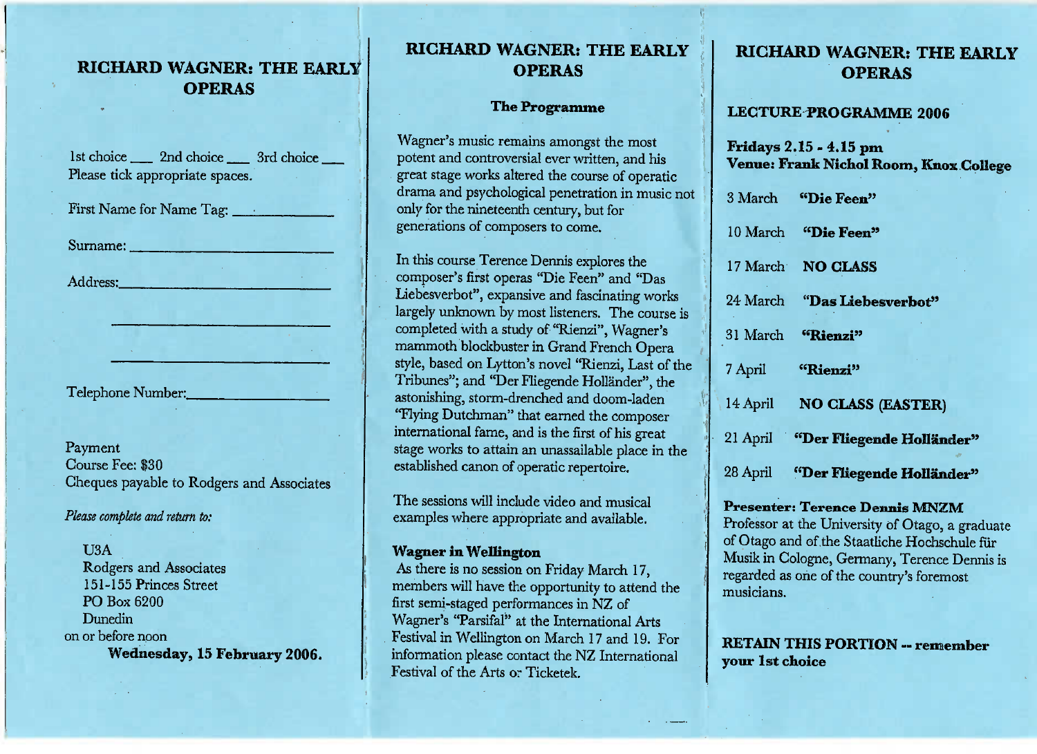## RICHARD WAGNER: THE EARLY OPERAS

1st choice ___ 2nd choice ___ 3rd choice ___
Please tick appropriate spaces.

First Name for Name Tag: ____________

Surname: ____________________

Address: ____________________

____________________

____________________

Telephone Number: ____________

Payment
Course Fee: $30
Cheques payable to Rodgers and Associates

*Please complete and return to:*

U3A
Rodgers and Associates
151-155 Princes Street
PO Box 6200
Dunedin
on or before noon
**Wednesday, 15 February 2006.**

## RICHARD WAGNER: THE EARLY OPERAS

### The Programme

Wagner's music remains amongst the most potent and controversial ever written, and his great stage works altered the course of operatic drama and psychological penetration in music not only for the nineteenth century, but for generations of composers to come.

In this course Terence Dennis explores the composer's first operas "Die Feen" and "Das Liebesverbot", expansive and fascinating works largely unknown by most listeners. The course is completed with a study of "Rienzi", Wagner's mammoth blockbuster in Grand French Opera style, based on Lytton's novel "Rienzi, Last of the Tribunes"; and "Der Fliegende Holländer", the astonishing, storm-drenched and doom-laden "Flying Dutchman" that earned the composer international fame, and is the first of his great stage works to attain an unassailable place in the established canon of operatic repertoire.

The sessions will include video and musical examples where appropriate and available.

**Wagner in Wellington**

As there is no session on Friday March 17, members will have the opportunity to attend the first semi-staged performances in NZ of Wagner's "Parsifal" at the International Arts Festival in Wellington on March 17 and 19. For information please contact the NZ International Festival of the Arts or Ticketek.

## RICHARD WAGNER: THE EARLY OPERAS

### LECTURE PROGRAMME 2006

**Fridays 2.15 - 4.15 pm**
**Venue: Frank Nichol Room, Knox College**

| | |
|---|---|
| 3 March | **"Die Feen"** |
| 10 March | **"Die Feen"** |
| 17 March | **NO CLASS** |
| 24 March | **"Das Liebesverbot"** |
| 31 March | **"Rienzi"** |
| 7 April | **"Rienzi"** |
| 14 April | **NO CLASS (EASTER)** |
| 21 April | **"Der Fliegende Holländer"** |
| 28 April | **"Der Fliegende Holländer"** |

**Presenter: Terence Dennis MNZM**
Professor at the University of Otago, a graduate of Otago and of the Staatliche Hochschule für Musik in Cologne, Germany, Terence Dennis is regarded as one of the country's foremost musicians.

**RETAIN THIS PORTION -- remember your 1st choice**